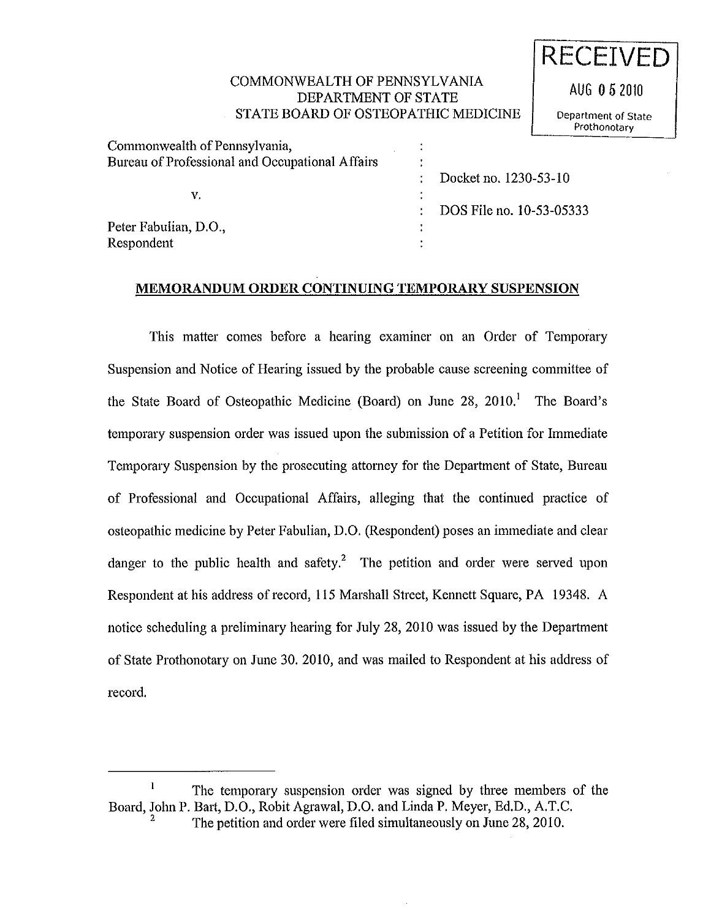RECEIVED

AUG 05 2010

Department of State Prothonotary

COMMONWEALTH OF PENNSYLVANIA
DEPARTMENT OF STATE
STATE BOARD OF OSTEOPATHIC MEDICINE

Commonwealth of Pennsylvania,
Bureau of Professional and Occupational Affairs

v.

Peter Fabulian, D.O.,
Respondent

Docket no. 1230-53-10

DOS File no. 10-53-05333

**MEMORANDUM ORDER CONTINUING TEMPORARY SUSPENSION**

This matter comes before a hearing examiner on an Order of Temporary Suspension and Notice of Hearing issued by the probable cause screening committee of the State Board of Osteopathic Medicine (Board) on June 28, 2010.[1] The Board's temporary suspension order was issued upon the submission of a Petition for Immediate Temporary Suspension by the prosecuting attorney for the Department of State, Bureau of Professional and Occupational Affairs, alleging that the continued practice of osteopathic medicine by Peter Fabulian, D.O. (Respondent) poses an immediate and clear danger to the public health and safety.[2] The petition and order were served upon Respondent at his address of record, 115 Marshall Street, Kennett Square, PA 19348. A notice scheduling a preliminary hearing for July 28, 2010 was issued by the Department of State Prothonotary on June 30. 2010, and was mailed to Respondent at his address of record.

---

[1] The temporary suspension order was signed by three members of the Board, John P. Bart, D.O., Robit Agrawal, D.O. and Linda P. Meyer, Ed.D., A.T.C.

[2] The petition and order were filed simultaneously on June 28, 2010.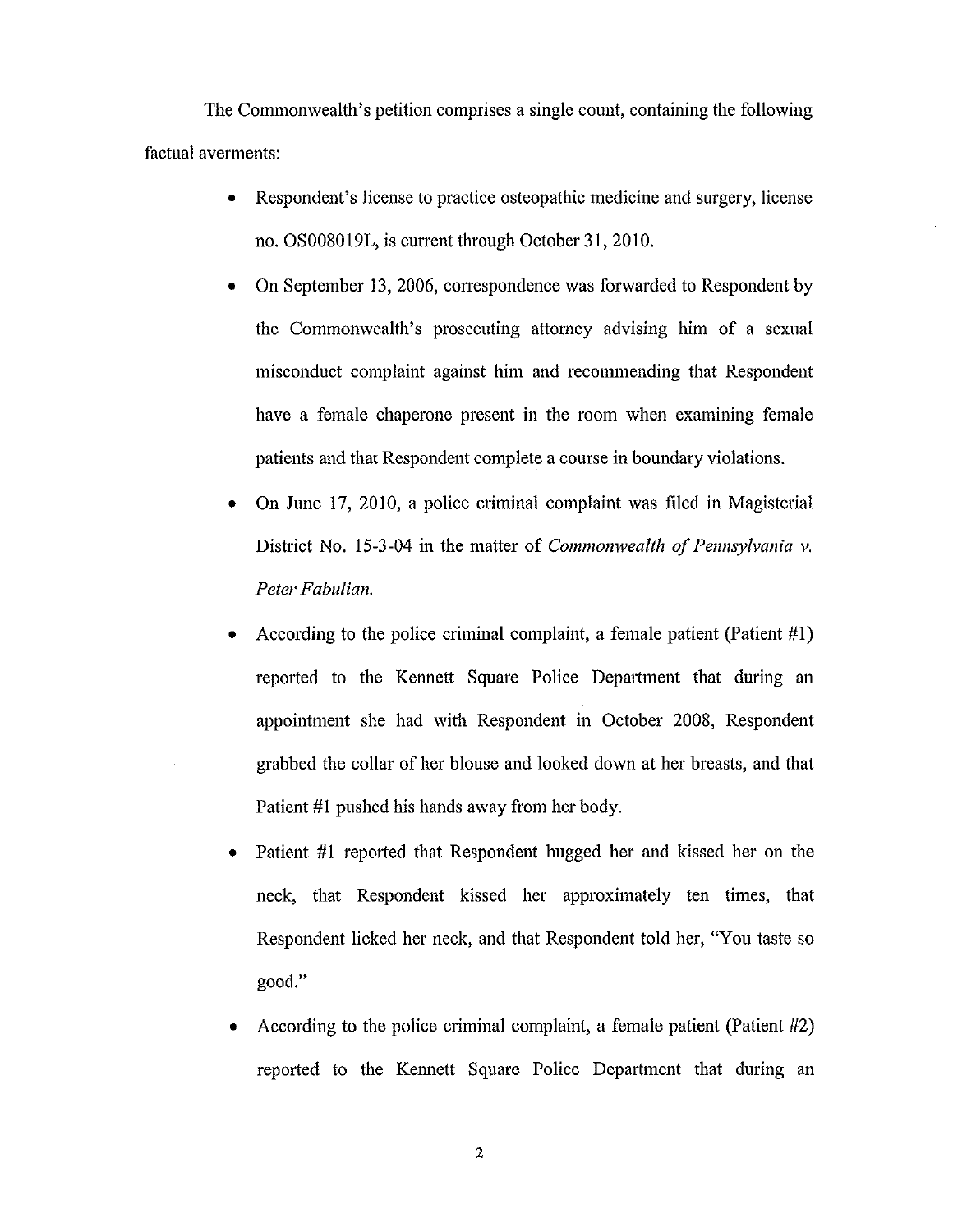The Commonwealth's petition comprises a single count, containing the following factual averments:

- Respondent's license to practice osteopathic medicine and surgery, license no. OS008019L, is current through October 31, 2010.
- On September 13, 2006, correspondence was forwarded to Respondent by the Commonwealth's prosecuting attorney advising him of a sexual misconduct complaint against him and recommending that Respondent have a female chaperone present in the room when examining female patients and that Respondent complete a course in boundary violations.
- On June 17, 2010, a police criminal complaint was filed in Magisterial District No. 15-3-04 in the matter of *Commonwealth of Pennsylvania v. Peter Fabulian.*
- According to the police criminal complaint, a female patient (Patient #1) reported to the Kennett Square Police Department that during an appointment she had with Respondent in October 2008, Respondent grabbed the collar of her blouse and looked down at her breasts, and that Patient #1 pushed his hands away from her body.
- Patient #1 reported that Respondent hugged her and kissed her on the neck, that Respondent kissed her approximately ten times, that Respondent licked her neck, and that Respondent told her, "You taste so good."
- According to the police criminal complaint, a female patient (Patient #2) reported to the Kennett Square Police Department that during an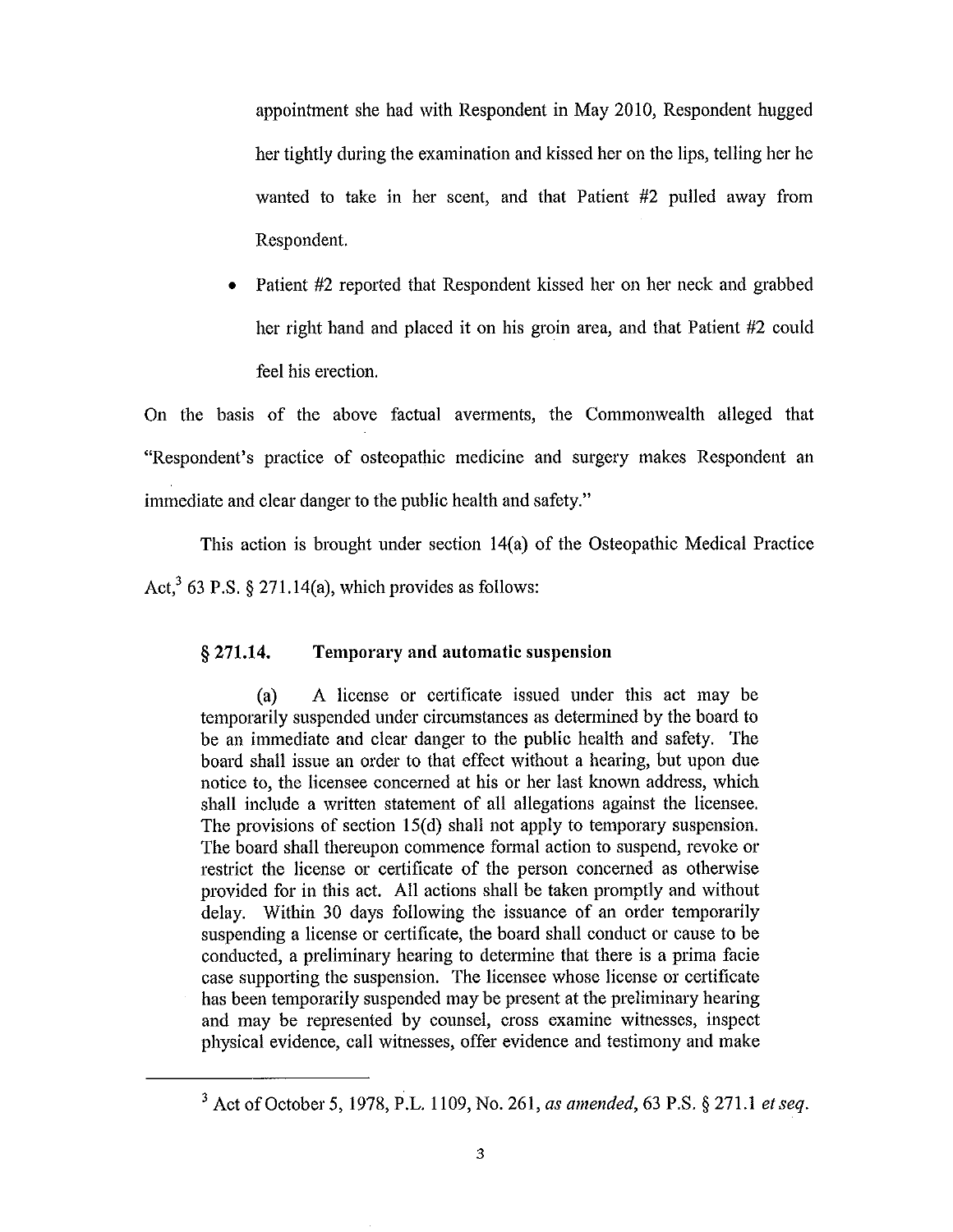appointment she had with Respondent in May 2010, Respondent hugged her tightly during the examination and kissed her on the lips, telling her he wanted to take in her scent, and that Patient #2 pulled away from Respondent.

- Patient #2 reported that Respondent kissed her on her neck and grabbed her right hand and placed it on his groin area, and that Patient #2 could feel his erection.

On the basis of the above factual averments, the Commonwealth alleged that "Respondent's practice of osteopathic medicine and surgery makes Respondent an immediate and clear danger to the public health and safety."

This action is brought under section 14(a) of the Osteopathic Medical Practice Act,[3] 63 P.S. § 271.14(a), which provides as follows:

> **§ 271.14. Temporary and automatic suspension**
>
> (a) A license or certificate issued under this act may be temporarily suspended under circumstances as determined by the board to be an immediate and clear danger to the public health and safety. The board shall issue an order to that effect without a hearing, but upon due notice to, the licensee concerned at his or her last known address, which shall include a written statement of all allegations against the licensee. The provisions of section 15(d) shall not apply to temporary suspension. The board shall thereupon commence formal action to suspend, revoke or restrict the license or certificate of the person concerned as otherwise provided for in this act. All actions shall be taken promptly and without delay. Within 30 days following the issuance of an order temporarily suspending a license or certificate, the board shall conduct or cause to be conducted, a preliminary hearing to determine that there is a prima facie case supporting the suspension. The licensee whose license or certificate has been temporarily suspended may be present at the preliminary hearing and may be represented by counsel, cross examine witnesses, inspect physical evidence, call witnesses, offer evidence and testimony and make

---

[3] Act of October 5, 1978, P.L. 1109, No. 261, *as amended*, 63 P.S. § 271.1 *et seq.*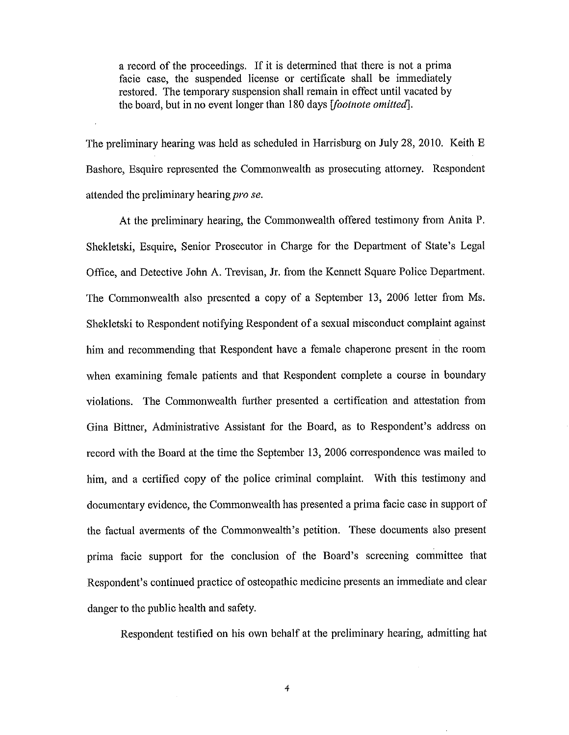> a record of the proceedings. If it is determined that there is not a prima facie case, the suspended license or certificate shall be immediately restored. The temporary suspension shall remain in effect until vacated by the board, but in no event longer than 180 days [*footnote omitted*].

The preliminary hearing was held as scheduled in Harrisburg on July 28, 2010. Keith E Bashore, Esquire represented the Commonwealth as prosecuting attorney. Respondent attended the preliminary hearing *pro se*.

At the preliminary hearing, the Commonwealth offered testimony from Anita P. Shekletski, Esquire, Senior Prosecutor in Charge for the Department of State's Legal Office, and Detective John A. Trevisan, Jr. from the Kennett Square Police Department. The Commonwealth also presented a copy of a September 13, 2006 letter from Ms. Shekletski to Respondent notifying Respondent of a sexual misconduct complaint against him and recommending that Respondent have a female chaperone present in the room when examining female patients and that Respondent complete a course in boundary violations. The Commonwealth further presented a certification and attestation from Gina Bittner, Administrative Assistant for the Board, as to Respondent's address on record with the Board at the time the September 13, 2006 correspondence was mailed to him, and a certified copy of the police criminal complaint. With this testimony and documentary evidence, the Commonwealth has presented a prima facie case in support of the factual averments of the Commonwealth's petition. These documents also present prima facie support for the conclusion of the Board's screening committee that Respondent's continued practice of osteopathic medicine presents an immediate and clear danger to the public health and safety.

Respondent testified on his own behalf at the preliminary hearing, admitting hat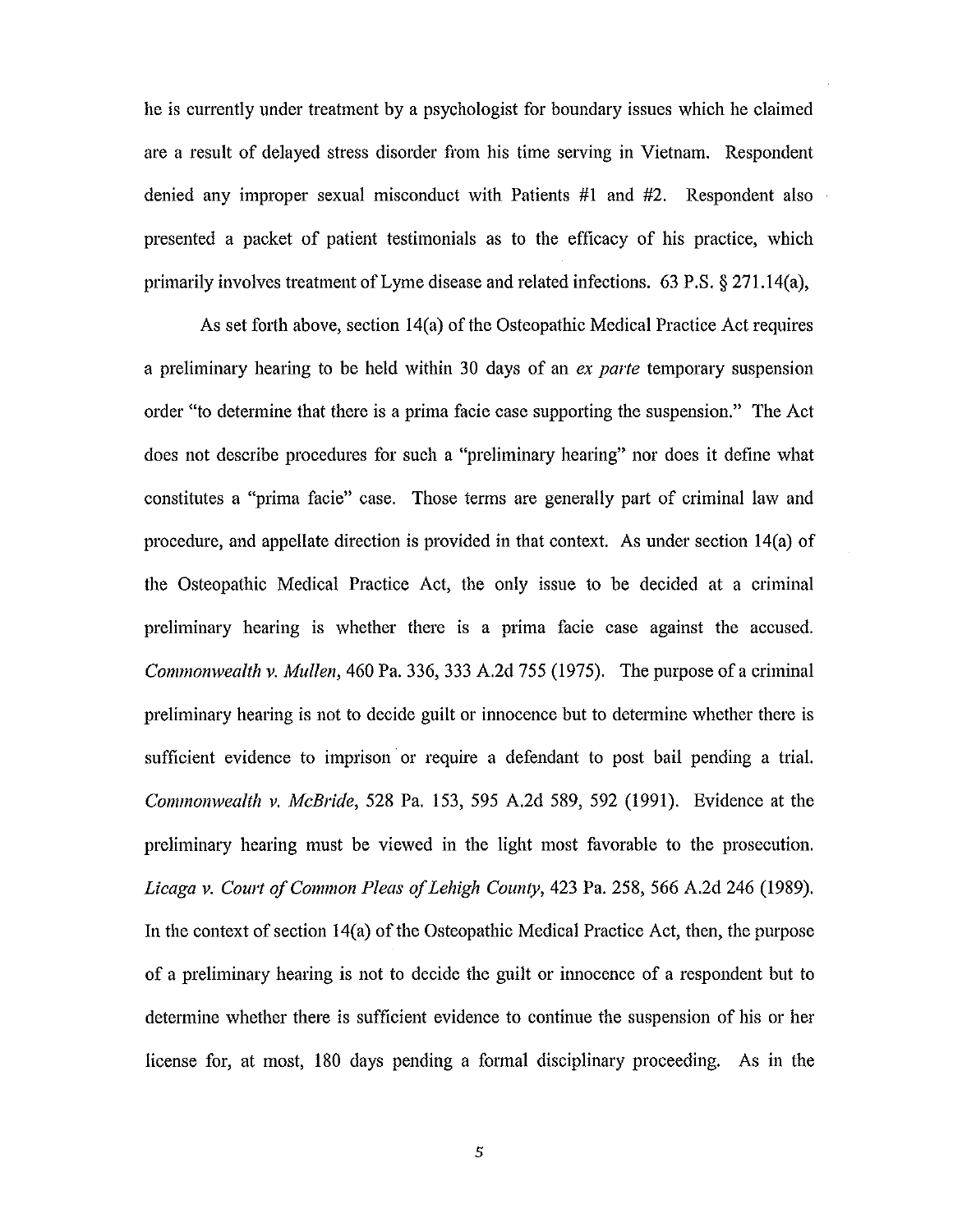he is currently under treatment by a psychologist for boundary issues which he claimed are a result of delayed stress disorder from his time serving in Vietnam. Respondent denied any improper sexual misconduct with Patients #1 and #2. Respondent also presented a packet of patient testimonials as to the efficacy of his practice, which primarily involves treatment of Lyme disease and related infections. 63 P.S. § 271.14(a),

As set forth above, section 14(a) of the Osteopathic Medical Practice Act requires a preliminary hearing to be held within 30 days of an *ex parte* temporary suspension order "to determine that there is a prima facie case supporting the suspension." The Act does not describe procedures for such a "preliminary hearing" nor does it define what constitutes a "prima facie" case. Those terms are generally part of criminal law and procedure, and appellate direction is provided in that context. As under section 14(a) of the Osteopathic Medical Practice Act, the only issue to be decided at a criminal preliminary hearing is whether there is a prima facie case against the accused. *Commonwealth v. Mullen*, 460 Pa. 336, 333 A.2d 755 (1975). The purpose of a criminal preliminary hearing is not to decide guilt or innocence but to determine whether there is sufficient evidence to imprison or require a defendant to post bail pending a trial. *Commonwealth v. McBride*, 528 Pa. 153, 595 A.2d 589, 592 (1991). Evidence at the preliminary hearing must be viewed in the light most favorable to the prosecution. *Licaga v. Court of Common Pleas of Lehigh County*, 423 Pa. 258, 566 A.2d 246 (1989). In the context of section 14(a) of the Osteopathic Medical Practice Act, then, the purpose of a preliminary hearing is not to decide the guilt or innocence of a respondent but to determine whether there is sufficient evidence to continue the suspension of his or her license for, at most, 180 days pending a formal disciplinary proceeding. As in the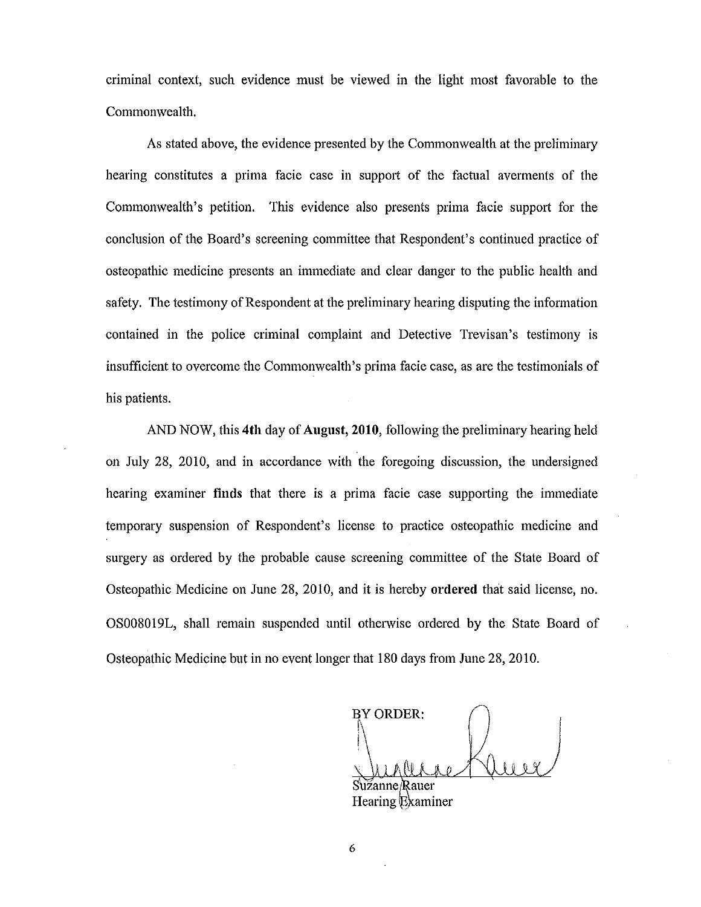criminal context, such evidence must be viewed in the light most favorable to the Commonwealth.

As stated above, the evidence presented by the Commonwealth at the preliminary hearing constitutes a prima facie case in support of the factual averments of the Commonwealth's petition. This evidence also presents prima facie support for the conclusion of the Board's screening committee that Respondent's continued practice of osteopathic medicine presents an immediate and clear danger to the public health and safety. The testimony of Respondent at the preliminary hearing disputing the information contained in the police criminal complaint and Detective Trevisan's testimony is insufficient to overcome the Commonwealth's prima facie case, as are the testimonials of his patients.

AND NOW, this **4th** day of **August, 2010**, following the preliminary hearing held on July 28, 2010, and in accordance with the foregoing discussion, the undersigned hearing examiner **finds** that there is a prima facie case supporting the immediate temporary suspension of Respondent's license to practice osteopathic medicine and surgery as ordered by the probable cause screening committee of the State Board of Osteopathic Medicine on June 28, 2010, and it is hereby **ordered** that said license, no. OS008019L, shall remain suspended until otherwise ordered by the State Board of Osteopathic Medicine but in no event longer that 180 days from June 28, 2010.

BY ORDER:

Suzanne Rauer
Hearing Examiner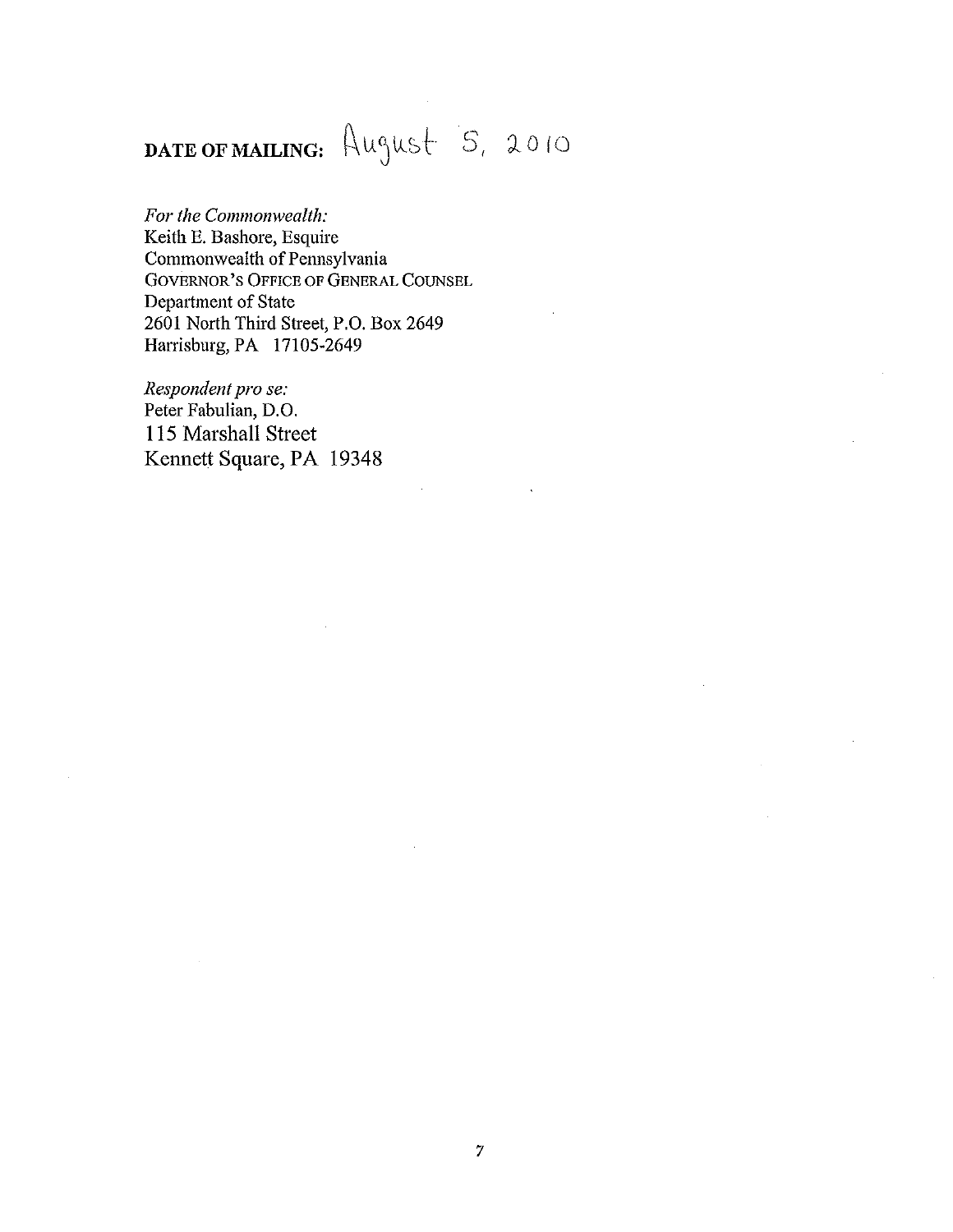**DATE OF MAILING:** August 5, 2010

*For the Commonwealth:*
Keith E. Bashore, Esquire
Commonwealth of Pennsylvania
GOVERNOR'S OFFICE OF GENERAL COUNSEL
Department of State
2601 North Third Street, P.O. Box 2649
Harrisburg, PA 17105-2649

*Respondent pro se:*
Peter Fabulian, D.O.
115 Marshall Street
Kennett Square, PA 19348